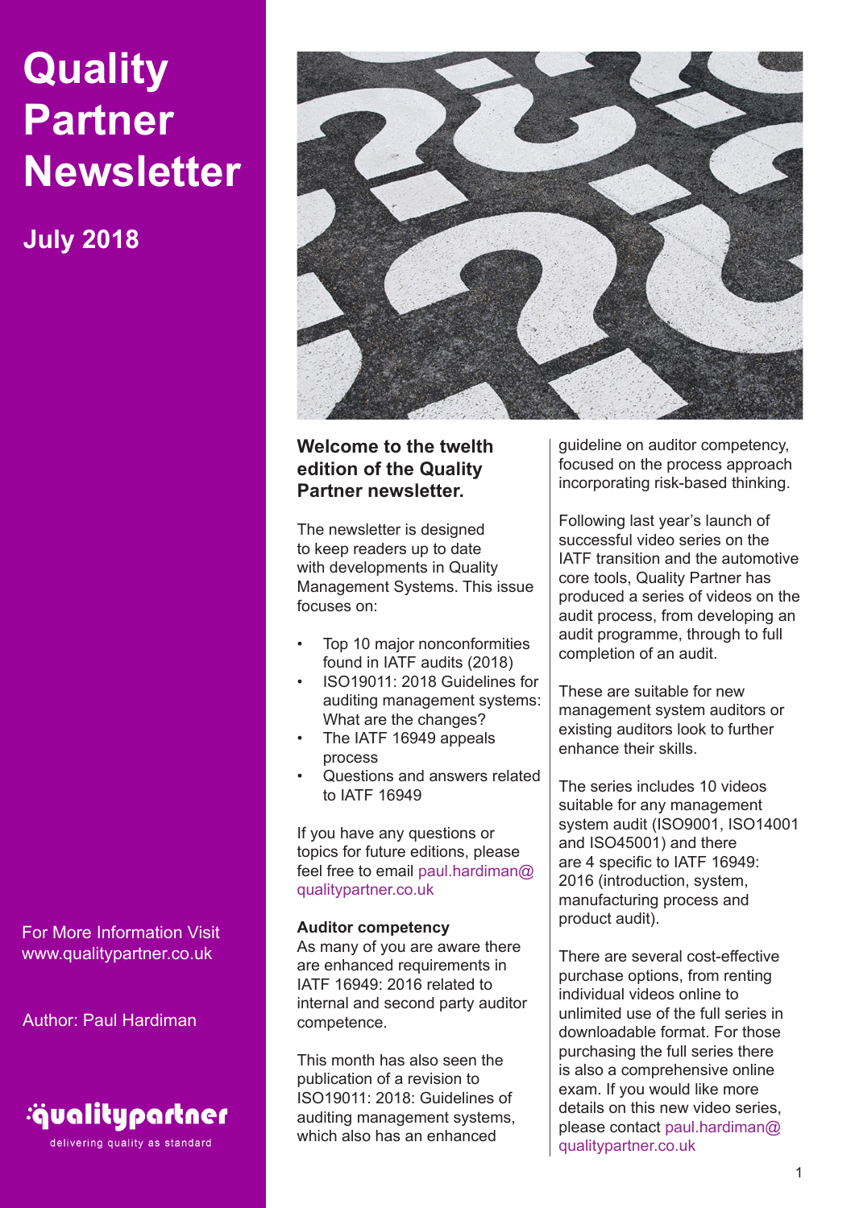# Quality Partner Newsletter

## July 2018

For More Information Visit www.qualitypartner.co.uk

Author: Paul Hardiman

qualitypartner
delivering quality as standard

### Welcome to the twelth edition of the Quality Partner newsletter.

The newsletter is designed to keep readers up to date with developments in Quality Management Systems. This issue focuses on:

- Top 10 major nonconformities found in IATF audits (2018)
- ISO19011: 2018 Guidelines for auditing management systems: What are the changes?
- The IATF 16949 appeals process
- Questions and answers related to IATF 16949

If you have any questions or topics for future editions, please feel free to email paul.hardiman@qualitypartner.co.uk

**Auditor competency**

As many of you are aware there are enhanced requirements in IATF 16949: 2016 related to internal and second party auditor competence.

This month has also seen the publication of a revision to ISO19011: 2018: Guidelines of auditing management systems, which also has an enhanced guideline on auditor competency, focused on the process approach incorporating risk-based thinking.

Following last year's launch of successful video series on the IATF transition and the automotive core tools, Quality Partner has produced a series of videos on the audit process, from developing an audit programme, through to full completion of an audit.

These are suitable for new management system auditors or existing auditors look to further enhance their skills.

The series includes 10 videos suitable for any management system audit (ISO9001, ISO14001 and ISO45001) and there are 4 specific to IATF 16949: 2016 (introduction, system, manufacturing process and product audit).

There are several cost-effective purchase options, from renting individual videos online to unlimited use of the full series in downloadable format. For those purchasing the full series there is also a comprehensive online exam. If you would like more details on this new video series, please contact paul.hardiman@qualitypartner.co.uk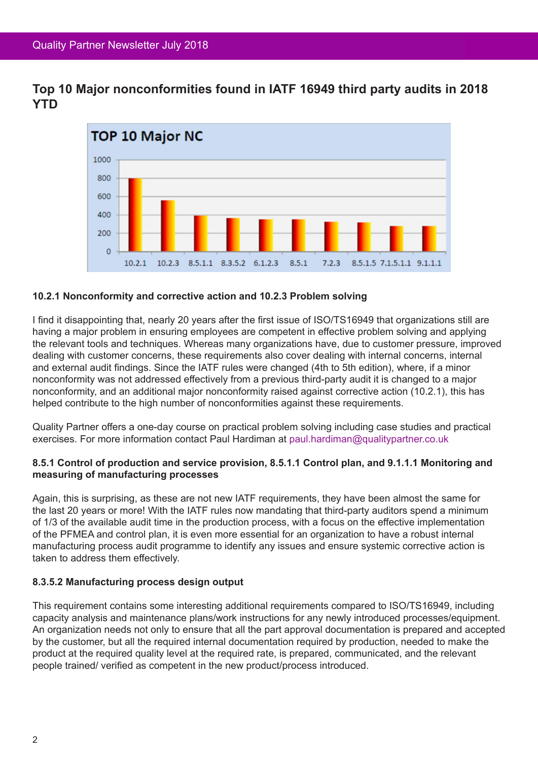## Top 10 Major nonconformities found in IATF 16949 third party audits in 2018 YTD

**10.2.1 Nonconformity and corrective action and 10.2.3 Problem solving**

I find it disappointing that, nearly 20 years after the first issue of ISO/TS16949 that organizations still are having a major problem in ensuring employees are competent in effective problem solving and applying the relevant tools and techniques. Whereas many organizations have, due to customer pressure, improved dealing with customer concerns, these requirements also cover dealing with internal concerns, internal and external audit findings. Since the IATF rules were changed (4th to 5th edition), where, if a minor nonconformity was not addressed effectively from a previous third-party audit it is changed to a major nonconformity, and an additional major nonconformity raised against corrective action (10.2.1), this has helped contribute to the high number of nonconformities against these requirements.

Quality Partner offers a one-day course on practical problem solving including case studies and practical exercises. For more information contact Paul Hardiman at paul.hardiman@qualitypartner.co.uk

**8.5.1 Control of production and service provision, 8.5.1.1 Control plan, and 9.1.1.1 Monitoring and measuring of manufacturing processes**

Again, this is surprising, as these are not new IATF requirements, they have been almost the same for the last 20 years or more! With the IATF rules now mandating that third-party auditors spend a minimum of 1/3 of the available audit time in the production process, with a focus on the effective implementation of the PFMEA and control plan, it is even more essential for an organization to have a robust internal manufacturing process audit programme to identify any issues and ensure systemic corrective action is taken to address them effectively.

**8.3.5.2 Manufacturing process design output**

This requirement contains some interesting additional requirements compared to ISO/TS16949, including capacity analysis and maintenance plans/work instructions for any newly introduced processes/equipment. An organization needs not only to ensure that all the part approval documentation is prepared and accepted by the customer, but all the required internal documentation required by production, needed to make the product at the required quality level at the required rate, is prepared, communicated, and the relevant people trained/ verified as competent in the new product/process introduced.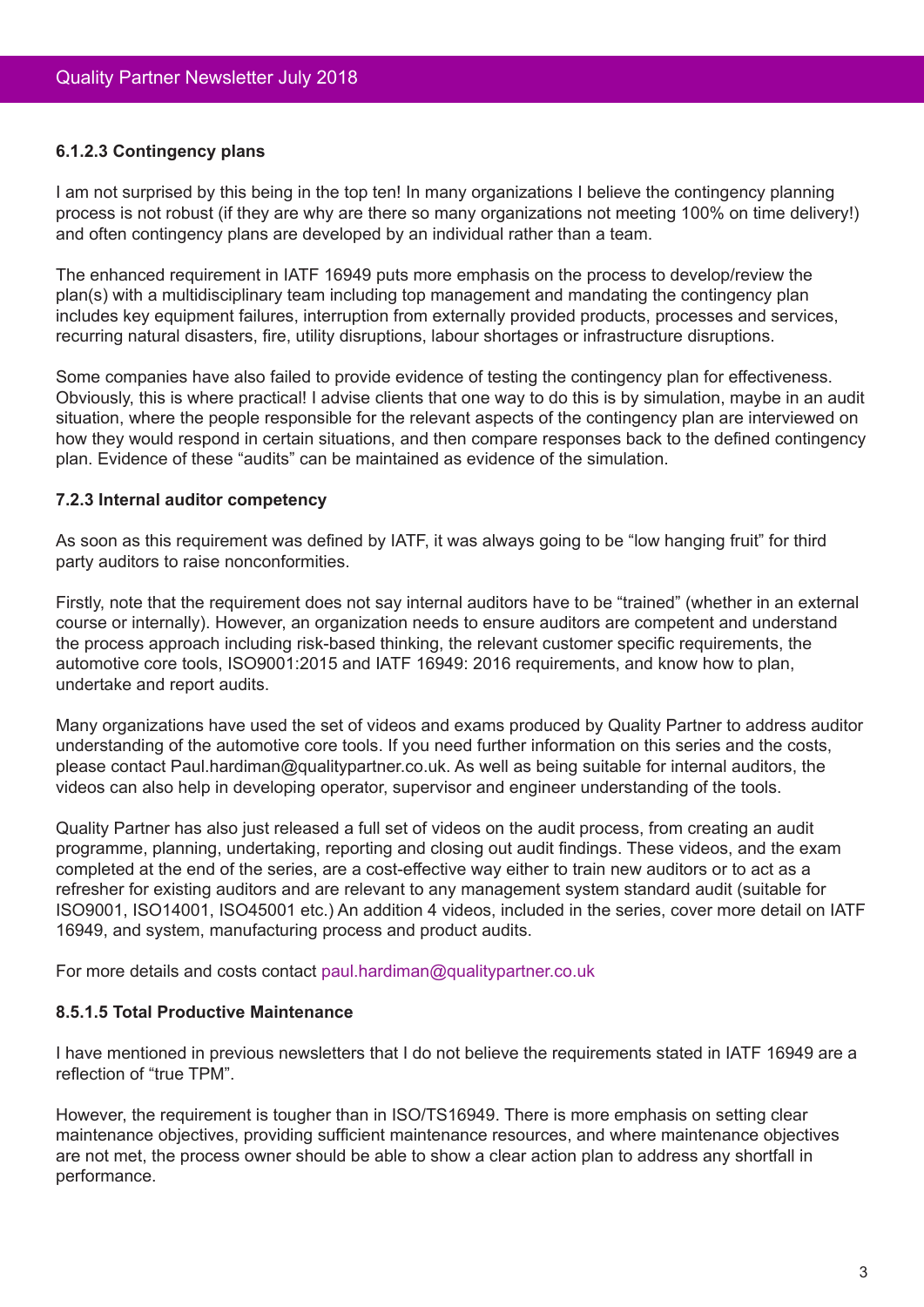### 6.1.2.3 Contingency plans

I am not surprised by this being in the top ten! In many organizations I believe the contingency planning process is not robust (if they are why are there so many organizations not meeting 100% on time delivery!) and often contingency plans are developed by an individual rather than a team.

The enhanced requirement in IATF 16949 puts more emphasis on the process to develop/review the plan(s) with a multidisciplinary team including top management and mandating the contingency plan includes key equipment failures, interruption from externally provided products, processes and services, recurring natural disasters, fire, utility disruptions, labour shortages or infrastructure disruptions.

Some companies have also failed to provide evidence of testing the contingency plan for effectiveness. Obviously, this is where practical! I advise clients that one way to do this is by simulation, maybe in an audit situation, where the people responsible for the relevant aspects of the contingency plan are interviewed on how they would respond in certain situations, and then compare responses back to the defined contingency plan. Evidence of these "audits" can be maintained as evidence of the simulation.

### 7.2.3 Internal auditor competency

As soon as this requirement was defined by IATF, it was always going to be "low hanging fruit" for third party auditors to raise nonconformities.

Firstly, note that the requirement does not say internal auditors have to be "trained" (whether in an external course or internally). However, an organization needs to ensure auditors are competent and understand the process approach including risk-based thinking, the relevant customer specific requirements, the automotive core tools, ISO9001:2015 and IATF 16949: 2016 requirements, and know how to plan, undertake and report audits.

Many organizations have used the set of videos and exams produced by Quality Partner to address auditor understanding of the automotive core tools. If you need further information on this series and the costs, please contact Paul.hardiman@qualitypartner.co.uk. As well as being suitable for internal auditors, the videos can also help in developing operator, supervisor and engineer understanding of the tools.

Quality Partner has also just released a full set of videos on the audit process, from creating an audit programme, planning, undertaking, reporting and closing out audit findings. These videos, and the exam completed at the end of the series, are a cost-effective way either to train new auditors or to act as a refresher for existing auditors and are relevant to any management system standard audit (suitable for ISO9001, ISO14001, ISO45001 etc.) An addition 4 videos, included in the series, cover more detail on IATF 16949, and system, manufacturing process and product audits.

For more details and costs contact paul.hardiman@qualitypartner.co.uk

### 8.5.1.5 Total Productive Maintenance

I have mentioned in previous newsletters that I do not believe the requirements stated in IATF 16949 are a reflection of "true TPM".

However, the requirement is tougher than in ISO/TS16949. There is more emphasis on setting clear maintenance objectives, providing sufficient maintenance resources, and where maintenance objectives are not met, the process owner should be able to show a clear action plan to address any shortfall in performance.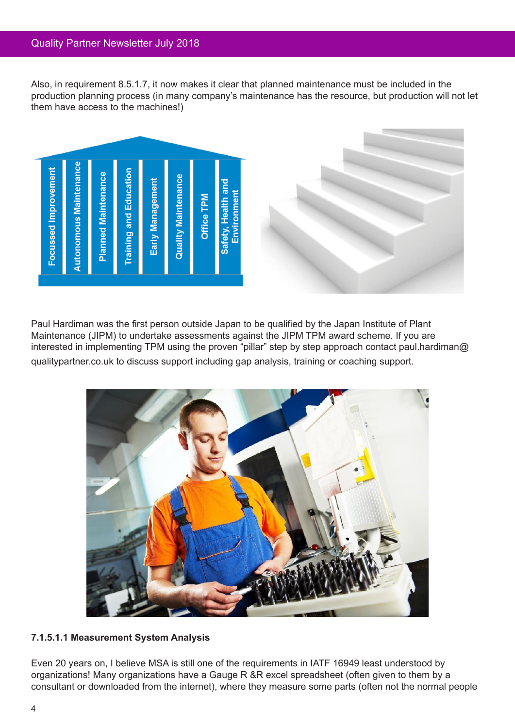Also, in requirement 8.5.1.7, it now makes it clear that planned maintenance must be included in the production planning process (in many company's maintenance has the resource, but production will not let them have access to the machines!)

Focussed Improvement | Autonomous Maintenance | Planned Maintenance | Training and Education | Early Management | Quality Maintenance | Office TPM | Safety, Health and Environment

Paul Hardiman was the first person outside Japan to be qualified by the Japan Institute of Plant Maintenance (JIPM) to undertake assessments against the JIPM TPM award scheme. If you are interested in implementing TPM using the proven "pillar" step by step approach contact paul.hardiman@qualitypartner.co.uk to discuss support including gap analysis, training or coaching support.

**7.1.5.1.1 Measurement System Analysis**

Even 20 years on, I believe MSA is still one of the requirements in IATF 16949 least understood by organizations! Many organizations have a Gauge R &R excel spreadsheet (often given to them by a consultant or downloaded from the internet), where they measure some parts (often not the normal people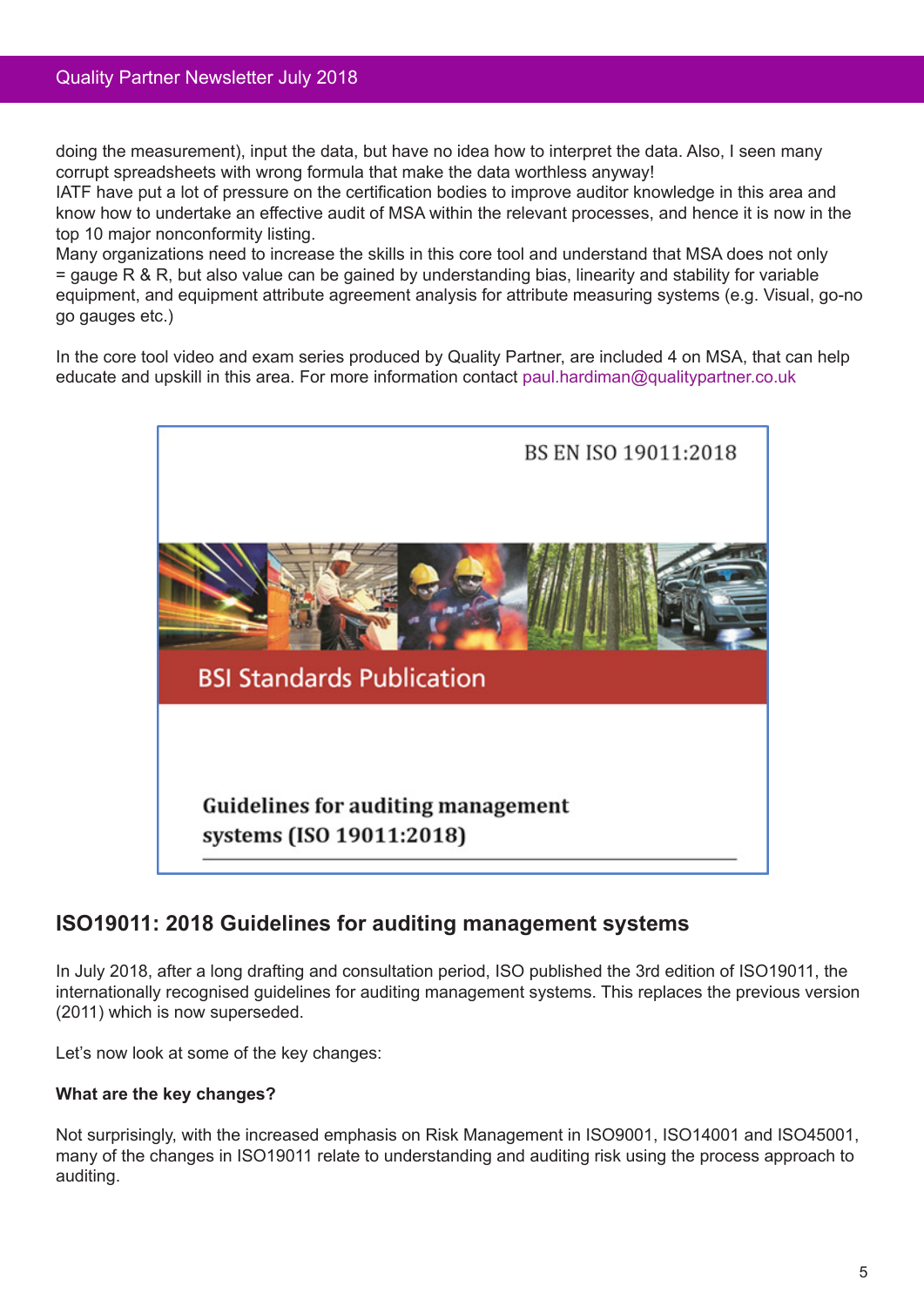doing the measurement), input the data, but have no idea how to interpret the data. Also, I seen many corrupt spreadsheets with wrong formula that make the data worthless anyway!
IATF have put a lot of pressure on the certification bodies to improve auditor knowledge in this area and know how to undertake an effective audit of MSA within the relevant processes, and hence it is now in the top 10 major nonconformity listing.
Many organizations need to increase the skills in this core tool and understand that MSA does not only = gauge R & R, but also value can be gained by understanding bias, linearity and stability for variable equipment, and equipment attribute agreement analysis for attribute measuring systems (e.g. Visual, go-no go gauges etc.)

In the core tool video and exam series produced by Quality Partner, are included 4 on MSA, that can help educate and upskill in this area. For more information contact paul.hardiman@qualitypartner.co.uk

BS EN ISO 19011:2018

BSI Standards Publication

**Guidelines for auditing management systems (ISO 19011:2018)**

## ISO19011: 2018 Guidelines for auditing management systems

In July 2018, after a long drafting and consultation period, ISO published the 3rd edition of ISO19011, the internationally recognised guidelines for auditing management systems. This replaces the previous version (2011) which is now superseded.

Let's now look at some of the key changes:

**What are the key changes?**

Not surprisingly, with the increased emphasis on Risk Management in ISO9001, ISO14001 and ISO45001, many of the changes in ISO19011 relate to understanding and auditing risk using the process approach to auditing.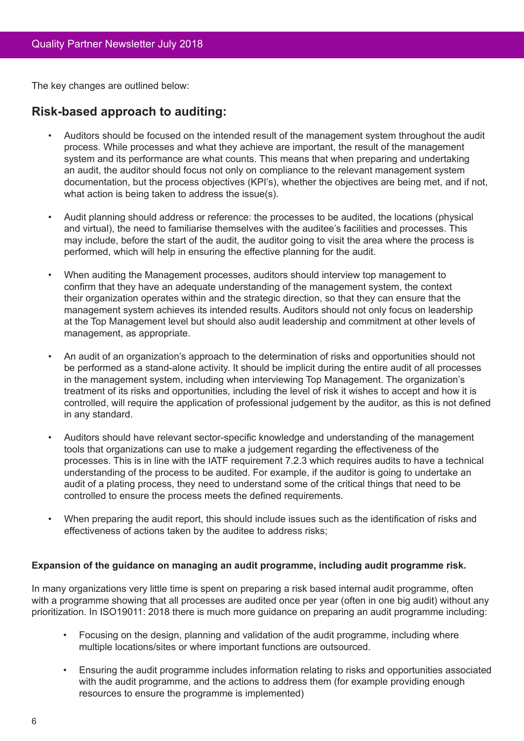The key changes are outlined below:

## Risk-based approach to auditing:

- Auditors should be focused on the intended result of the management system throughout the audit process. While processes and what they achieve are important, the result of the management system and its performance are what counts. This means that when preparing and undertaking an audit, the auditor should focus not only on compliance to the relevant management system documentation, but the process objectives (KPI's), whether the objectives are being met, and if not, what action is being taken to address the issue(s).

- Audit planning should address or reference: the processes to be audited, the locations (physical and virtual), the need to familiarise themselves with the auditee's facilities and processes. This may include, before the start of the audit, the auditor going to visit the area where the process is performed, which will help in ensuring the effective planning for the audit.

- When auditing the Management processes, auditors should interview top management to confirm that they have an adequate understanding of the management system, the context their organization operates within and the strategic direction, so that they can ensure that the management system achieves its intended results. Auditors should not only focus on leadership at the Top Management level but should also audit leadership and commitment at other levels of management, as appropriate.

- An audit of an organization's approach to the determination of risks and opportunities should not be performed as a stand-alone activity. It should be implicit during the entire audit of all processes in the management system, including when interviewing Top Management. The organization's treatment of its risks and opportunities, including the level of risk it wishes to accept and how it is controlled, will require the application of professional judgement by the auditor, as this is not defined in any standard.

- Auditors should have relevant sector-specific knowledge and understanding of the management tools that organizations can use to make a judgement regarding the effectiveness of the processes. This is in line with the IATF requirement 7.2.3 which requires audits to have a technical understanding of the process to be audited. For example, if the auditor is going to undertake an audit of a plating process, they need to understand some of the critical things that need to be controlled to ensure the process meets the defined requirements.

- When preparing the audit report, this should include issues such as the identification of risks and effectiveness of actions taken by the auditee to address risks;

**Expansion of the guidance on managing an audit programme, including audit programme risk.**

In many organizations very little time is spent on preparing a risk based internal audit programme, often with a programme showing that all processes are audited once per year (often in one big audit) without any prioritization. In ISO19011: 2018 there is much more guidance on preparing an audit programme including:

- Focusing on the design, planning and validation of the audit programme, including where multiple locations/sites or where important functions are outsourced.

- Ensuring the audit programme includes information relating to risks and opportunities associated with the audit programme, and the actions to address them (for example providing enough resources to ensure the programme is implemented)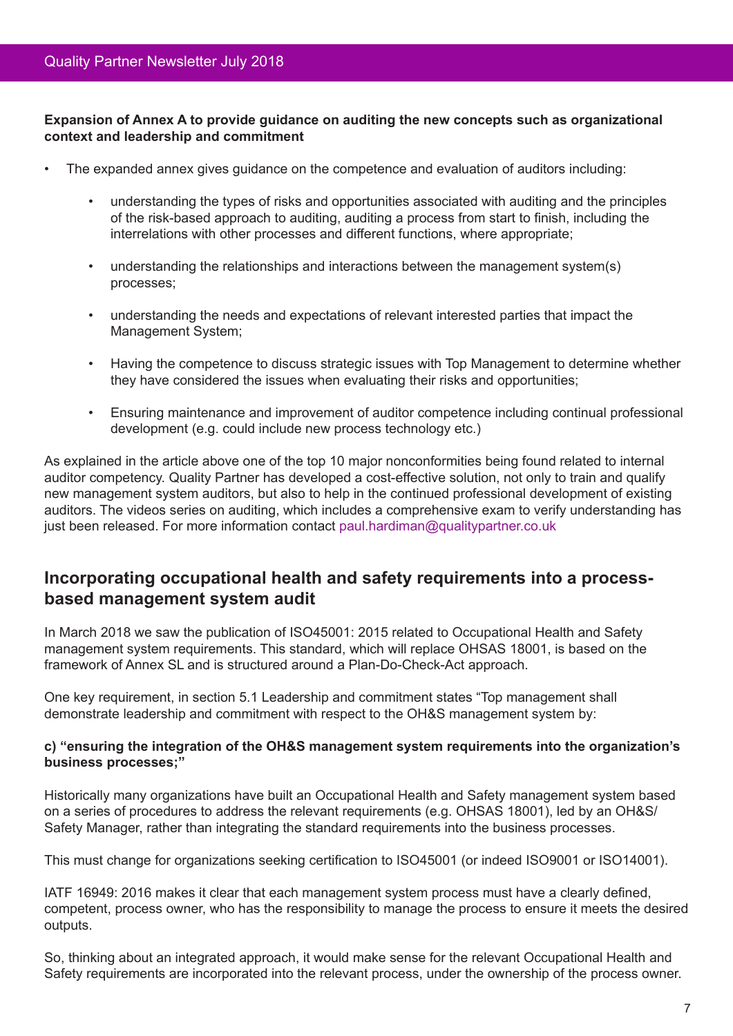**Expansion of Annex A to provide guidance on auditing the new concepts such as organizational context and leadership and commitment**

- The expanded annex gives guidance on the competence and evaluation of auditors including:
    - understanding the types of risks and opportunities associated with auditing and the principles of the risk-based approach to auditing, auditing a process from start to finish, including the interrelations with other processes and different functions, where appropriate;
    - understanding the relationships and interactions between the management system(s) processes;
    - understanding the needs and expectations of relevant interested parties that impact the Management System;
    - Having the competence to discuss strategic issues with Top Management to determine whether they have considered the issues when evaluating their risks and opportunities;
    - Ensuring maintenance and improvement of auditor competence including continual professional development (e.g. could include new process technology etc.)

As explained in the article above one of the top 10 major nonconformities being found related to internal auditor competency. Quality Partner has developed a cost-effective solution, not only to train and qualify new management system auditors, but also to help in the continued professional development of existing auditors. The videos series on auditing, which includes a comprehensive exam to verify understanding has just been released. For more information contact paul.hardiman@qualitypartner.co.uk

## Incorporating occupational health and safety requirements into a process-based management system audit

In March 2018 we saw the publication of ISO45001: 2015 related to Occupational Health and Safety management system requirements. This standard, which will replace OHSAS 18001, is based on the framework of Annex SL and is structured around a Plan-Do-Check-Act approach.

One key requirement, in section 5.1 Leadership and commitment states "Top management shall demonstrate leadership and commitment with respect to the OH&S management system by:

**c) "ensuring the integration of the OH&S management system requirements into the organization's business processes;"**

Historically many organizations have built an Occupational Health and Safety management system based on a series of procedures to address the relevant requirements (e.g. OHSAS 18001), led by an OH&S/Safety Manager, rather than integrating the standard requirements into the business processes.

This must change for organizations seeking certification to ISO45001 (or indeed ISO9001 or ISO14001).

IATF 16949: 2016 makes it clear that each management system process must have a clearly defined, competent, process owner, who has the responsibility to manage the process to ensure it meets the desired outputs.

So, thinking about an integrated approach, it would make sense for the relevant Occupational Health and Safety requirements are incorporated into the relevant process, under the ownership of the process owner.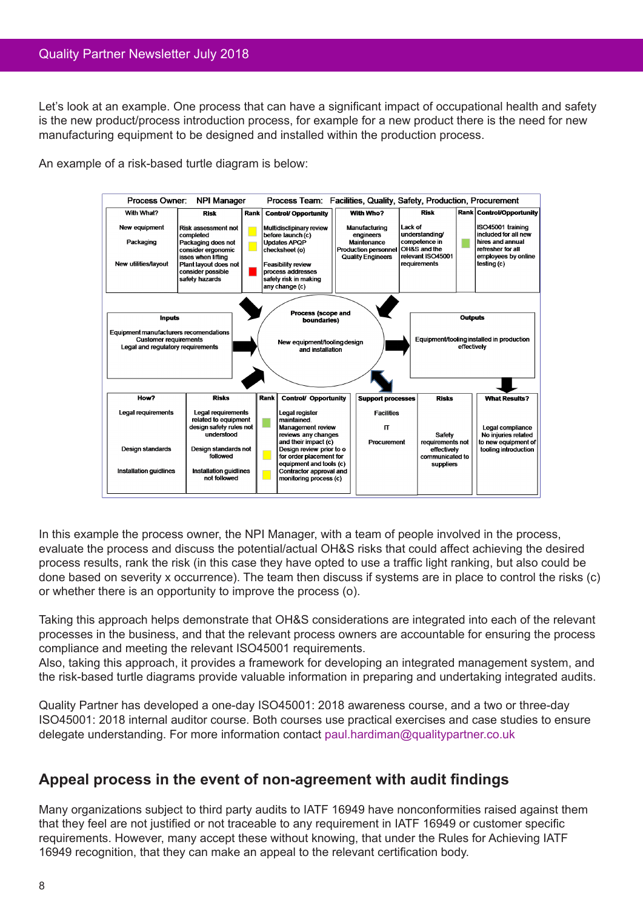Let's look at an example. One process that can have a significant impact of occupational health and safety is the new product/process introduction process, for example for a new product there is the need for new manufacturing equipment to be designed and installed within the production process.

An example of a risk-based turtle diagram is below:

Process Owner: NPI Manager    Process Team: Facilities, Quality, Safety, Production, Procurement

| With What? | Risk | Rank | Control/ Opportunity |
|---|---|---|---|
| New equipment | Risk assessment not completed | Yellow | Multidisciplinary review before launch (c) |
| Packaging | Packaging does not consider ergonomic isses when lifting | Yellow | Updates APQP checksheet (o) |
| New utilities/layout | Plant layout does not consider possible safety hazards | Red | Feasibility review process addresses safety risk in making any change (c) |

| With Who? | Risk | Rank | Control/Opportunity |
|---|---|---|---|
| Manufacturing engineers<br>Maintenance<br>Production personnel<br>Quality Engineers | Lack of understanding/ competence in OH&S and the relevant ISO45001 requirements | Green | ISO45001 training included for all new hires and annual refresher for all employees by online testing (c) |

| Inputs | Process (scope and boundaries) | Outputs |
|---|---|---|
| Equipment manufacturers recomendations<br>Customer requirements<br>Legal and regulatory requirements | New equipment/tooling design and installation | Equipment/tooling installed in production effectively |

| How? | Risks | Rank | Control/ Opportunity |
|---|---|---|---|
| Legal requirements | Legal requirements related to equipment design safety rules not understood | Green | Legal register maintained. Management review reviews any changes and their impact (c) |
| Design standards | Design standards not followed | Yellow | Design review prior to o for order placement for equipment and tools (c) |
| Installation guidlines | Installation guidlines not followed | Yellow | Contractor approval and monitoring process (c) |

| Support processes | Risks | What Results? |
|---|---|---|
| Facilities<br>IT<br>Procurement | Safety requirements not effectively communicated to suppliers | Legal compliance<br>No injuries related to new equipment of tooling introduction |

In this example the process owner, the NPI Manager, with a team of people involved in the process, evaluate the process and discuss the potential/actual OH&S risks that could affect achieving the desired process results, rank the risk (in this case they have opted to use a traffic light ranking, but also could be done based on severity x occurrence). The team then discuss if systems are in place to control the risks (c) or whether there is an opportunity to improve the process (o).

Taking this approach helps demonstrate that OH&S considerations are integrated into each of the relevant processes in the business, and that the relevant process owners are accountable for ensuring the process compliance and meeting the relevant ISO45001 requirements.
Also, taking this approach, it provides a framework for developing an integrated management system, and the risk-based turtle diagrams provide valuable information in preparing and undertaking integrated audits.

Quality Partner has developed a one-day ISO45001: 2018 awareness course, and a two or three-day ISO45001: 2018 internal auditor course. Both courses use practical exercises and case studies to ensure delegate understanding. For more information contact paul.hardiman@qualitypartner.co.uk

## Appeal process in the event of non-agreement with audit findings

Many organizations subject to third party audits to IATF 16949 have nonconformities raised against them that they feel are not justified or not traceable to any requirement in IATF 16949 or customer specific requirements. However, many accept these without knowing, that under the Rules for Achieving IATF 16949 recognition, that they can make an appeal to the relevant certification body.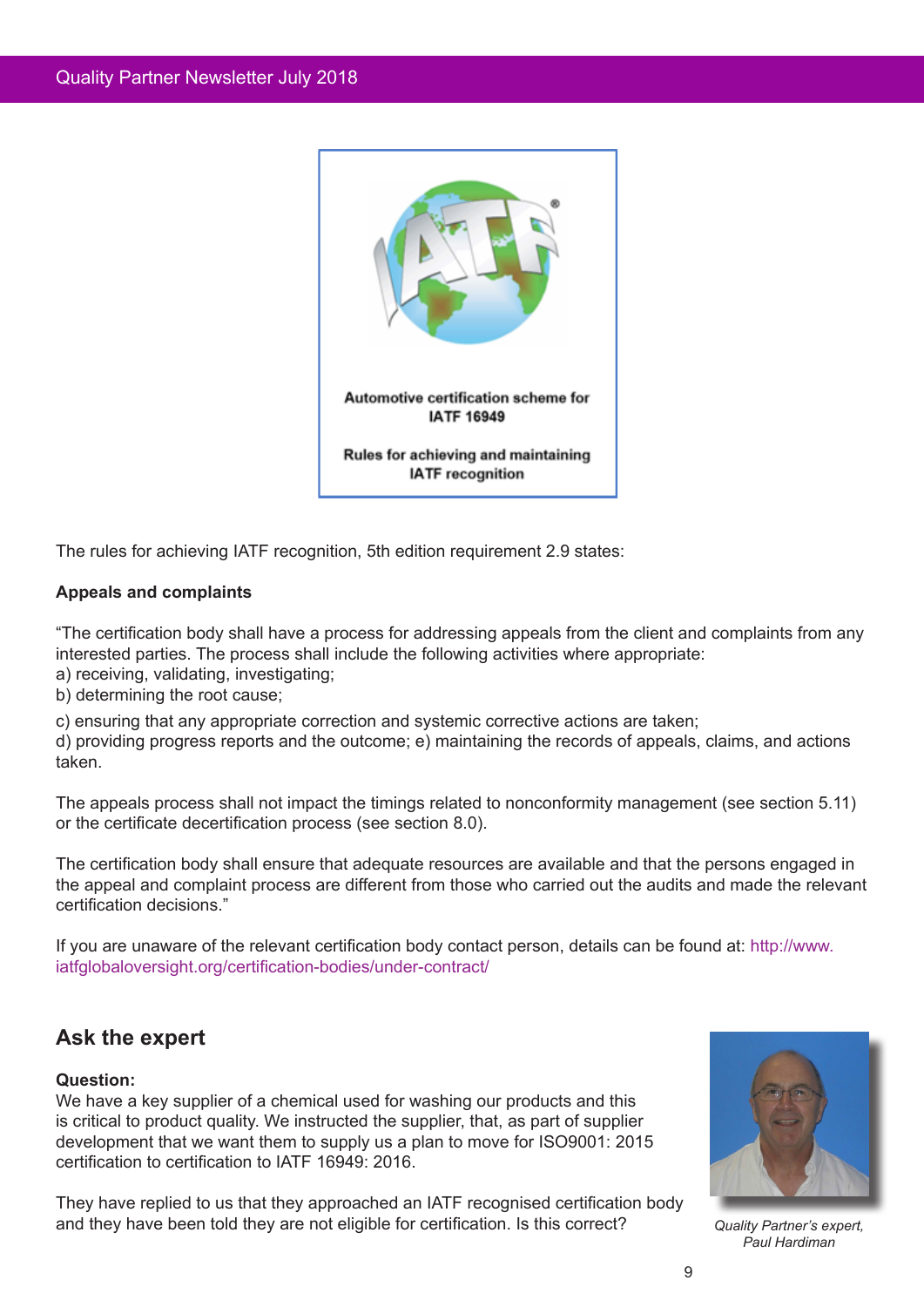Automotive certification scheme for IATF 16949

Rules for achieving and maintaining IATF recognition

The rules for achieving IATF recognition, 5th edition requirement 2.9 states:

**Appeals and complaints**

“The certification body shall have a process for addressing appeals from the client and complaints from any interested parties. The process shall include the following activities where appropriate:
a) receiving, validating, investigating;
b) determining the root cause;

c) ensuring that any appropriate correction and systemic corrective actions are taken;
d) providing progress reports and the outcome; e) maintaining the records of appeals, claims, and actions taken.

The appeals process shall not impact the timings related to nonconformity management (see section 5.11) or the certificate decertification process (see section 8.0).

The certification body shall ensure that adequate resources are available and that the persons engaged in the appeal and complaint process are different from those who carried out the audits and made the relevant certification decisions.”

If you are unaware of the relevant certification body contact person, details can be found at: http://www.iatfglobaloversight.org/certification-bodies/under-contract/

## Ask the expert

**Question:**
We have a key supplier of a chemical used for washing our products and this is critical to product quality. We instructed the supplier, that, as part of supplier development that we want them to supply us a plan to move for ISO9001: 2015 certification to certification to IATF 16949: 2016.

They have replied to us that they approached an IATF recognised certification body and they have been told they are not eligible for certification. Is this correct?

*Quality Partner's expert, Paul Hardiman*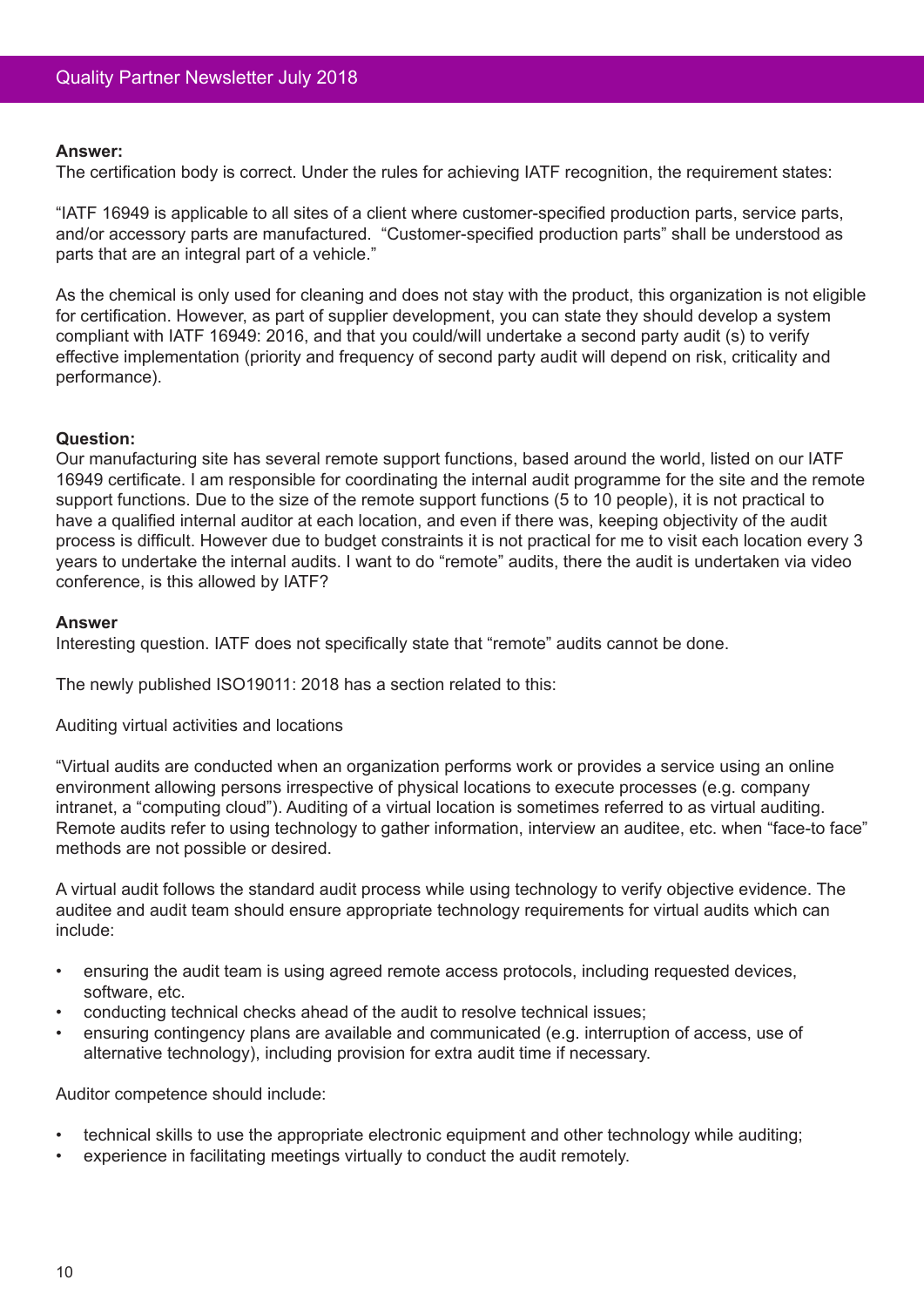**Answer:**
The certification body is correct. Under the rules for achieving IATF recognition, the requirement states:

"IATF 16949 is applicable to all sites of a client where customer-specified production parts, service parts, and/or accessory parts are manufactured. "Customer-specified production parts" shall be understood as parts that are an integral part of a vehicle."

As the chemical is only used for cleaning and does not stay with the product, this organization is not eligible for certification. However, as part of supplier development, you can state they should develop a system compliant with IATF 16949: 2016, and that you could/will undertake a second party audit (s) to verify effective implementation (priority and frequency of second party audit will depend on risk, criticality and performance).

**Question:**
Our manufacturing site has several remote support functions, based around the world, listed on our IATF 16949 certificate. I am responsible for coordinating the internal audit programme for the site and the remote support functions. Due to the size of the remote support functions (5 to 10 people), it is not practical to have a qualified internal auditor at each location, and even if there was, keeping objectivity of the audit process is difficult. However due to budget constraints it is not practical for me to visit each location every 3 years to undertake the internal audits. I want to do "remote" audits, there the audit is undertaken via video conference, is this allowed by IATF?

**Answer**
Interesting question. IATF does not specifically state that "remote" audits cannot be done.

The newly published ISO19011: 2018 has a section related to this:

Auditing virtual activities and locations

"Virtual audits are conducted when an organization performs work or provides a service using an online environment allowing persons irrespective of physical locations to execute processes (e.g. company intranet, a "computing cloud"). Auditing of a virtual location is sometimes referred to as virtual auditing. Remote audits refer to using technology to gather information, interview an auditee, etc. when "face-to face" methods are not possible or desired.

A virtual audit follows the standard audit process while using technology to verify objective evidence. The auditee and audit team should ensure appropriate technology requirements for virtual audits which can include:

- ensuring the audit team is using agreed remote access protocols, including requested devices, software, etc.
- conducting technical checks ahead of the audit to resolve technical issues;
- ensuring contingency plans are available and communicated (e.g. interruption of access, use of alternative technology), including provision for extra audit time if necessary.

Auditor competence should include:

- technical skills to use the appropriate electronic equipment and other technology while auditing;
- experience in facilitating meetings virtually to conduct the audit remotely.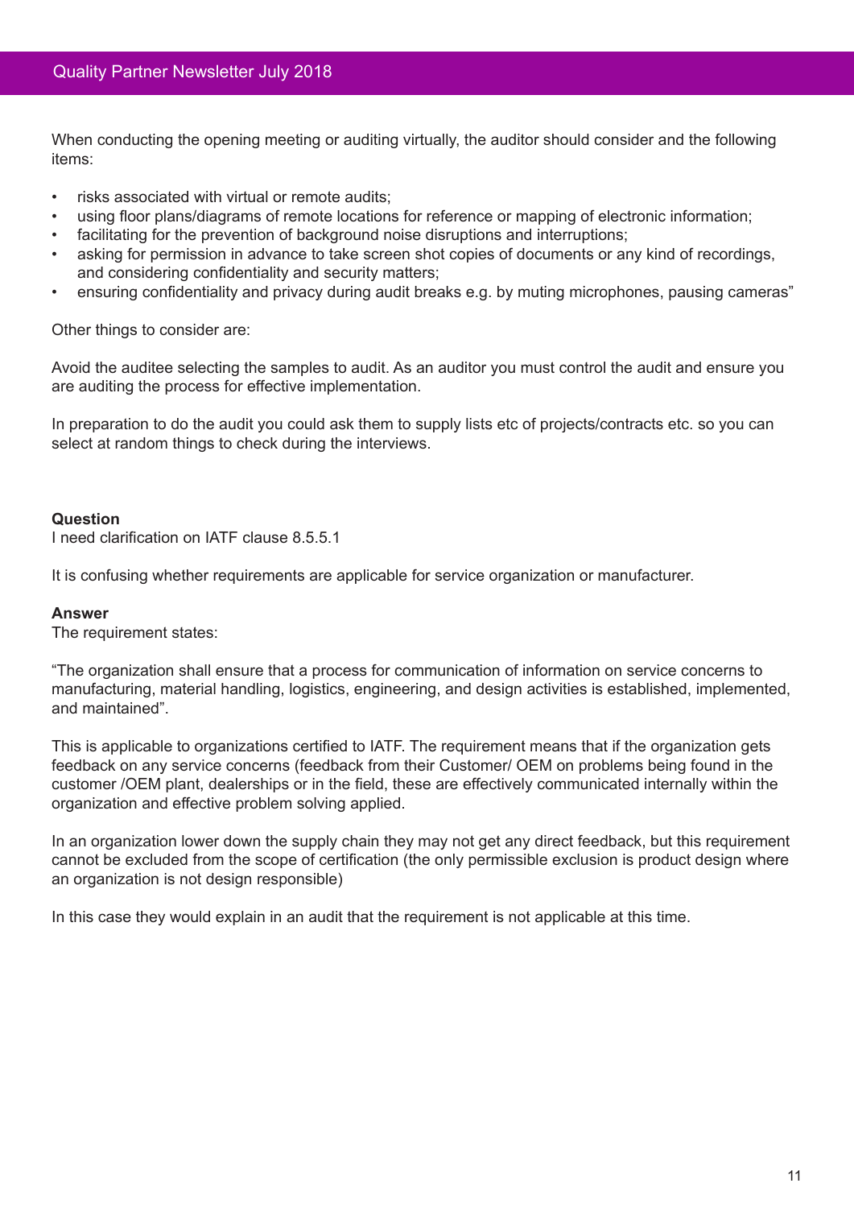When conducting the opening meeting or auditing virtually, the auditor should consider and the following items:

- risks associated with virtual or remote audits;
- using floor plans/diagrams of remote locations for reference or mapping of electronic information;
- facilitating for the prevention of background noise disruptions and interruptions;
- asking for permission in advance to take screen shot copies of documents or any kind of recordings, and considering confidentiality and security matters;
- ensuring confidentiality and privacy during audit breaks e.g. by muting microphones, pausing cameras"

Other things to consider are:

Avoid the auditee selecting the samples to audit. As an auditor you must control the audit and ensure you are auditing the process for effective implementation.

In preparation to do the audit you could ask them to supply lists etc of projects/contracts etc. so you can select at random things to check during the interviews.

**Question**
I need clarification on IATF clause 8.5.5.1

It is confusing whether requirements are applicable for service organization or manufacturer.

**Answer**
The requirement states:

"The organization shall ensure that a process for communication of information on service concerns to manufacturing, material handling, logistics, engineering, and design activities is established, implemented, and maintained".

This is applicable to organizations certified to IATF. The requirement means that if the organization gets feedback on any service concerns (feedback from their Customer/ OEM on problems being found in the customer /OEM plant, dealerships or in the field, these are effectively communicated internally within the organization and effective problem solving applied.

In an organization lower down the supply chain they may not get any direct feedback, but this requirement cannot be excluded from the scope of certification (the only permissible exclusion is product design where an organization is not design responsible)

In this case they would explain in an audit that the requirement is not applicable at this time.